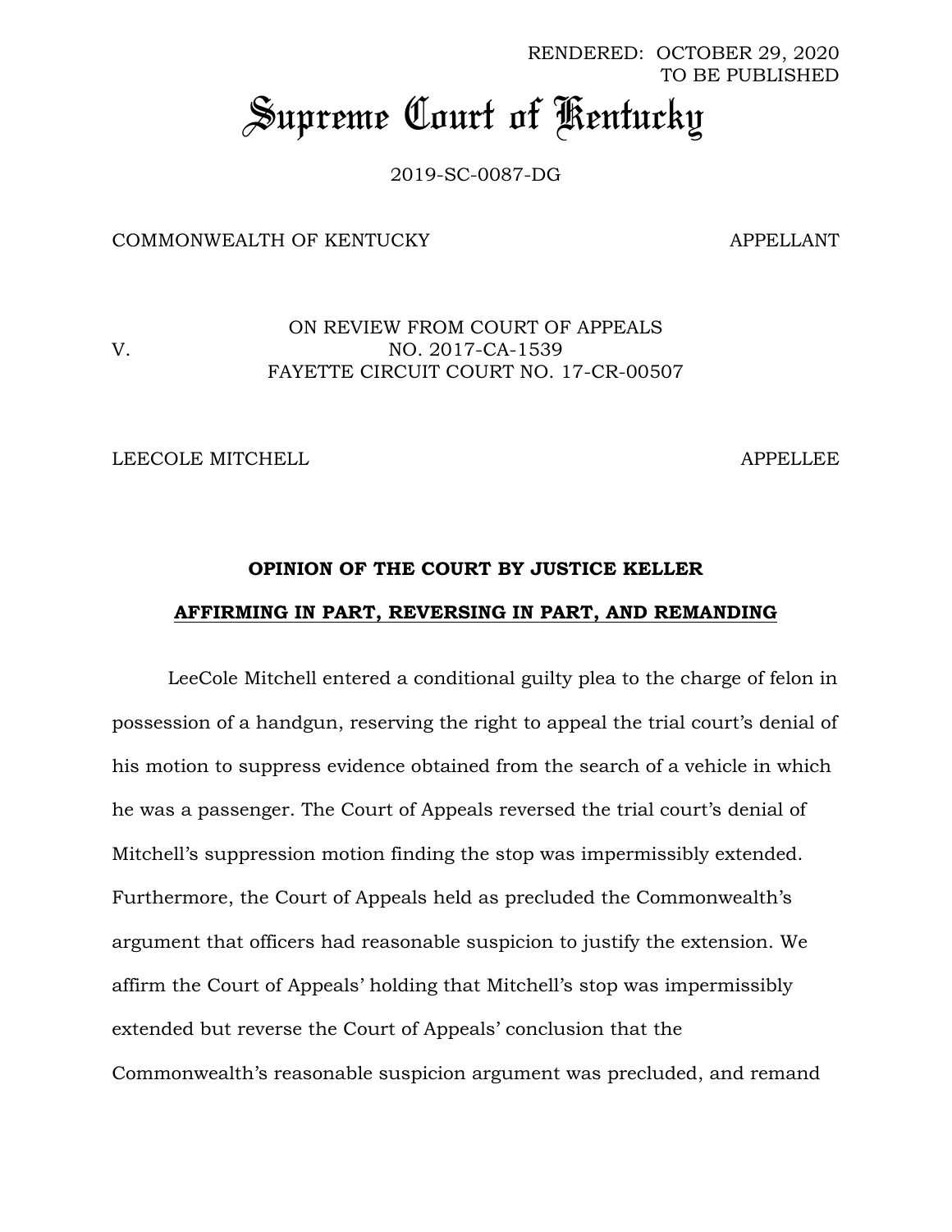RENDERED: OCTOBER 29, 2020
TO BE PUBLISHED

# Supreme Court of Kentucky

2019-SC-0087-DG

COMMONWEALTH OF KENTUCKY APPELLANT

V.

ON REVIEW FROM COURT OF APPEALS
NO. 2017-CA-1539
FAYETTE CIRCUIT COURT NO. 17-CR-00507

LEECOLE MITCHELL APPELLEE

**OPINION OF THE COURT BY JUSTICE KELLER**

**AFFIRMING IN PART, REVERSING IN PART, AND REMANDING**

LeeCole Mitchell entered a conditional guilty plea to the charge of felon in possession of a handgun, reserving the right to appeal the trial court's denial of his motion to suppress evidence obtained from the search of a vehicle in which he was a passenger. The Court of Appeals reversed the trial court's denial of Mitchell's suppression motion finding the stop was impermissibly extended. Furthermore, the Court of Appeals held as precluded the Commonwealth's argument that officers had reasonable suspicion to justify the extension. We affirm the Court of Appeals' holding that Mitchell's stop was impermissibly extended but reverse the Court of Appeals' conclusion that the Commonwealth's reasonable suspicion argument was precluded, and remand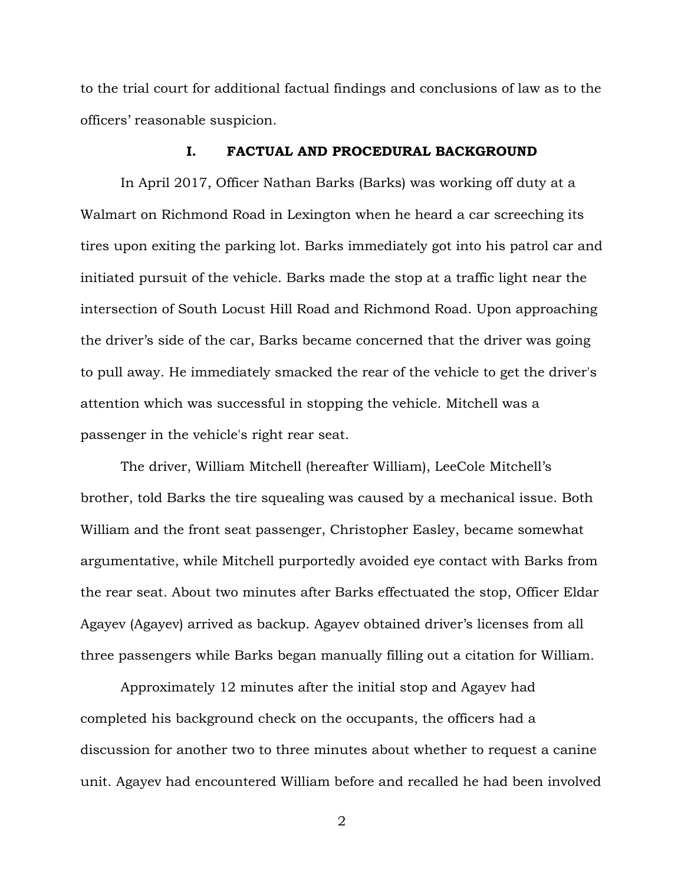to the trial court for additional factual findings and conclusions of law as to the officers' reasonable suspicion.

## I. FACTUAL AND PROCEDURAL BACKGROUND

In April 2017, Officer Nathan Barks (Barks) was working off duty at a Walmart on Richmond Road in Lexington when he heard a car screeching its tires upon exiting the parking lot. Barks immediately got into his patrol car and initiated pursuit of the vehicle. Barks made the stop at a traffic light near the intersection of South Locust Hill Road and Richmond Road. Upon approaching the driver's side of the car, Barks became concerned that the driver was going to pull away. He immediately smacked the rear of the vehicle to get the driver's attention which was successful in stopping the vehicle. Mitchell was a passenger in the vehicle's right rear seat.

The driver, William Mitchell (hereafter William), LeeCole Mitchell's brother, told Barks the tire squealing was caused by a mechanical issue. Both William and the front seat passenger, Christopher Easley, became somewhat argumentative, while Mitchell purportedly avoided eye contact with Barks from the rear seat. About two minutes after Barks effectuated the stop, Officer Eldar Agayev (Agayev) arrived as backup. Agayev obtained driver's licenses from all three passengers while Barks began manually filling out a citation for William.

Approximately 12 minutes after the initial stop and Agayev had completed his background check on the occupants, the officers had a discussion for another two to three minutes about whether to request a canine unit. Agayev had encountered William before and recalled he had been involved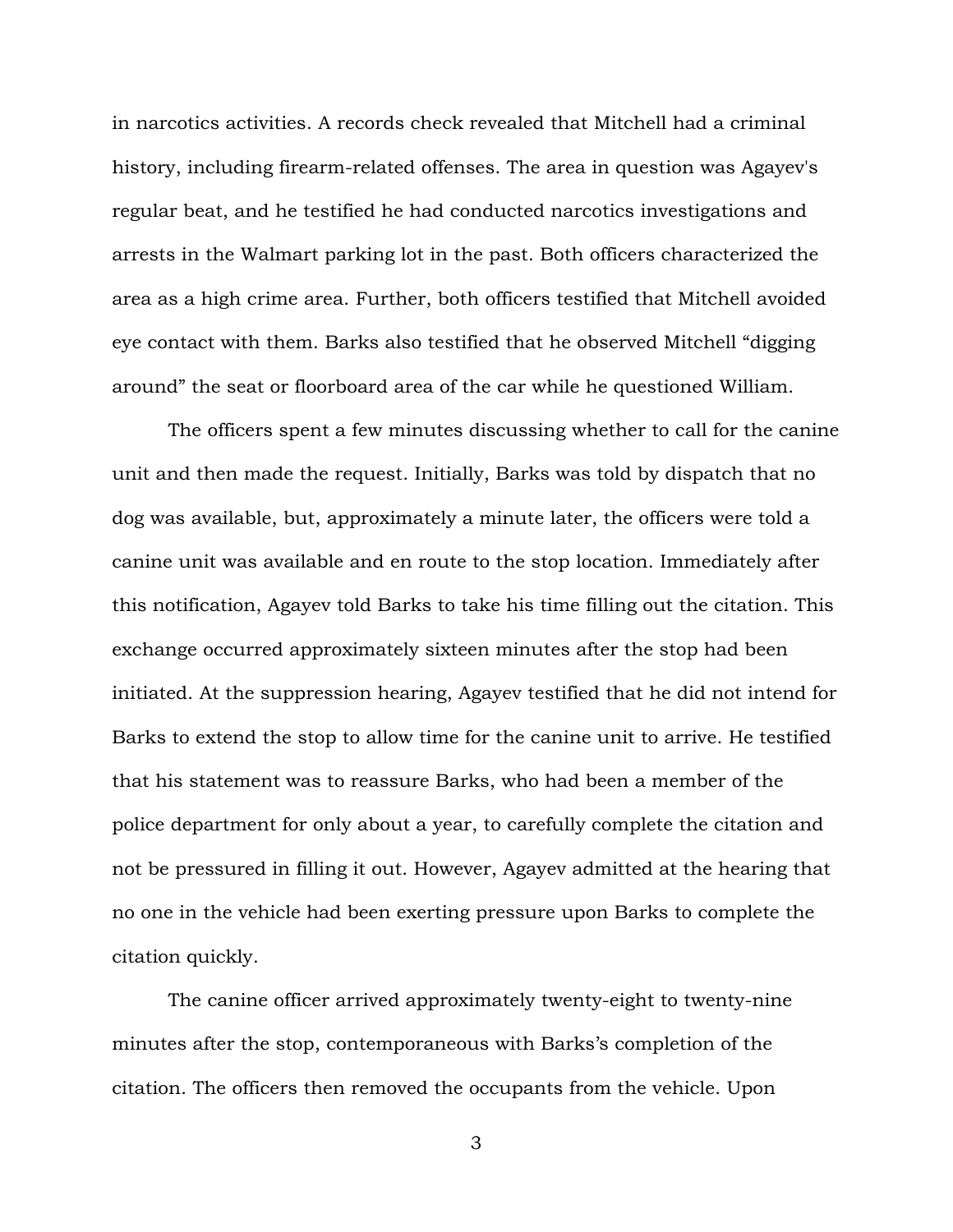in narcotics activities. A records check revealed that Mitchell had a criminal history, including firearm-related offenses. The area in question was Agayev's regular beat, and he testified he had conducted narcotics investigations and arrests in the Walmart parking lot in the past. Both officers characterized the area as a high crime area. Further, both officers testified that Mitchell avoided eye contact with them. Barks also testified that he observed Mitchell "digging around" the seat or floorboard area of the car while he questioned William.

The officers spent a few minutes discussing whether to call for the canine unit and then made the request. Initially, Barks was told by dispatch that no dog was available, but, approximately a minute later, the officers were told a canine unit was available and en route to the stop location. Immediately after this notification, Agayev told Barks to take his time filling out the citation. This exchange occurred approximately sixteen minutes after the stop had been initiated. At the suppression hearing, Agayev testified that he did not intend for Barks to extend the stop to allow time for the canine unit to arrive. He testified that his statement was to reassure Barks, who had been a member of the police department for only about a year, to carefully complete the citation and not be pressured in filling it out. However, Agayev admitted at the hearing that no one in the vehicle had been exerting pressure upon Barks to complete the citation quickly.

The canine officer arrived approximately twenty-eight to twenty-nine minutes after the stop, contemporaneous with Barks's completion of the citation. The officers then removed the occupants from the vehicle. Upon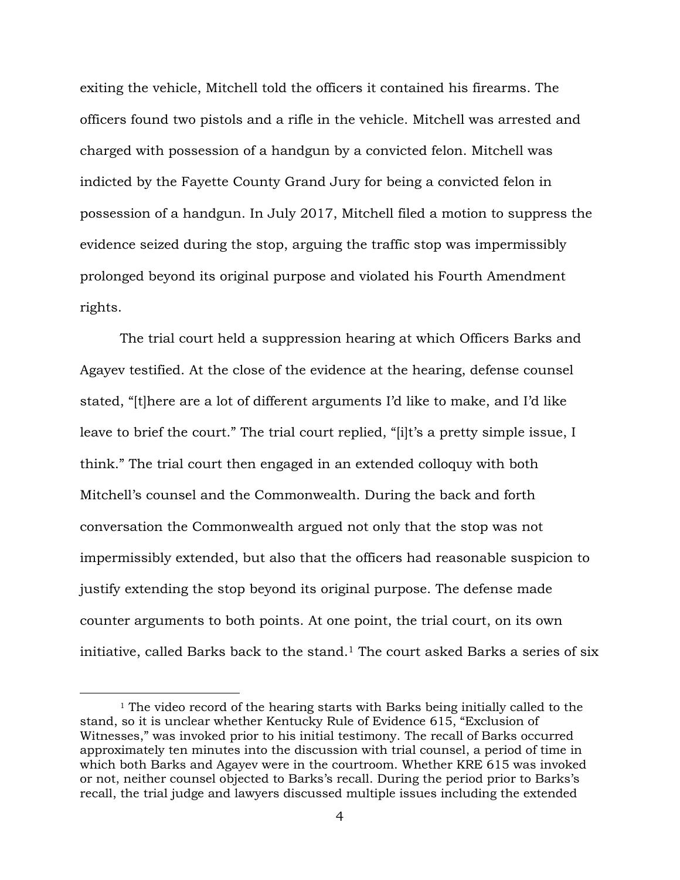exiting the vehicle, Mitchell told the officers it contained his firearms. The officers found two pistols and a rifle in the vehicle. Mitchell was arrested and charged with possession of a handgun by a convicted felon. Mitchell was indicted by the Fayette County Grand Jury for being a convicted felon in possession of a handgun. In July 2017, Mitchell filed a motion to suppress the evidence seized during the stop, arguing the traffic stop was impermissibly prolonged beyond its original purpose and violated his Fourth Amendment rights.

The trial court held a suppression hearing at which Officers Barks and Agayev testified. At the close of the evidence at the hearing, defense counsel stated, "[t]here are a lot of different arguments I'd like to make, and I'd like leave to brief the court." The trial court replied, "[i]t's a pretty simple issue, I think." The trial court then engaged in an extended colloquy with both Mitchell's counsel and the Commonwealth. During the back and forth conversation the Commonwealth argued not only that the stop was not impermissibly extended, but also that the officers had reasonable suspicion to justify extending the stop beyond its original purpose. The defense made counter arguments to both points. At one point, the trial court, on its own initiative, called Barks back to the stand.[1] The court asked Barks a series of six

[1] The video record of the hearing starts with Barks being initially called to the stand, so it is unclear whether Kentucky Rule of Evidence 615, "Exclusion of Witnesses," was invoked prior to his initial testimony. The recall of Barks occurred approximately ten minutes into the discussion with trial counsel, a period of time in which both Barks and Agayev were in the courtroom. Whether KRE 615 was invoked or not, neither counsel objected to Barks's recall. During the period prior to Barks's recall, the trial judge and lawyers discussed multiple issues including the extended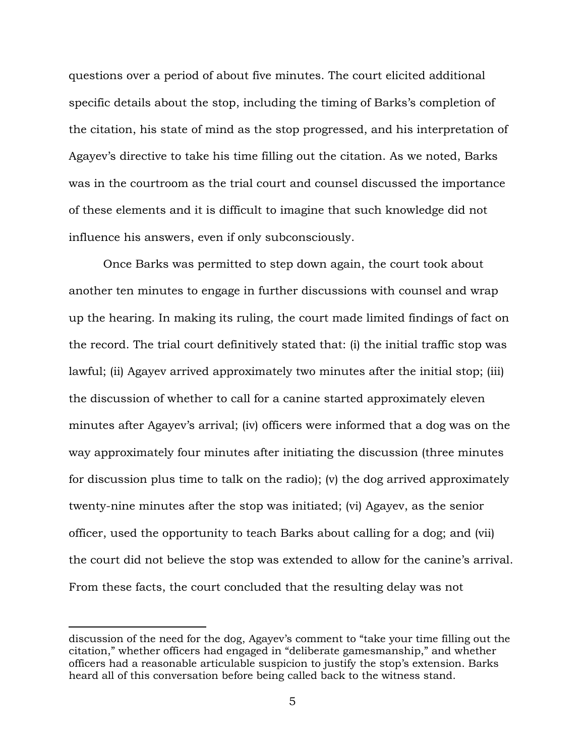questions over a period of about five minutes. The court elicited additional specific details about the stop, including the timing of Barks's completion of the citation, his state of mind as the stop progressed, and his interpretation of Agayev's directive to take his time filling out the citation. As we noted, Barks was in the courtroom as the trial court and counsel discussed the importance of these elements and it is difficult to imagine that such knowledge did not influence his answers, even if only subconsciously.

Once Barks was permitted to step down again, the court took about another ten minutes to engage in further discussions with counsel and wrap up the hearing. In making its ruling, the court made limited findings of fact on the record. The trial court definitively stated that: (i) the initial traffic stop was lawful; (ii) Agayev arrived approximately two minutes after the initial stop; (iii) the discussion of whether to call for a canine started approximately eleven minutes after Agayev's arrival; (iv) officers were informed that a dog was on the way approximately four minutes after initiating the discussion (three minutes for discussion plus time to talk on the radio); (v) the dog arrived approximately twenty-nine minutes after the stop was initiated; (vi) Agayev, as the senior officer, used the opportunity to teach Barks about calling for a dog; and (vii) the court did not believe the stop was extended to allow for the canine's arrival. From these facts, the court concluded that the resulting delay was not

---

discussion of the need for the dog, Agayev's comment to "take your time filling out the citation," whether officers had engaged in "deliberate gamesmanship," and whether officers had a reasonable articulable suspicion to justify the stop's extension. Barks heard all of this conversation before being called back to the witness stand.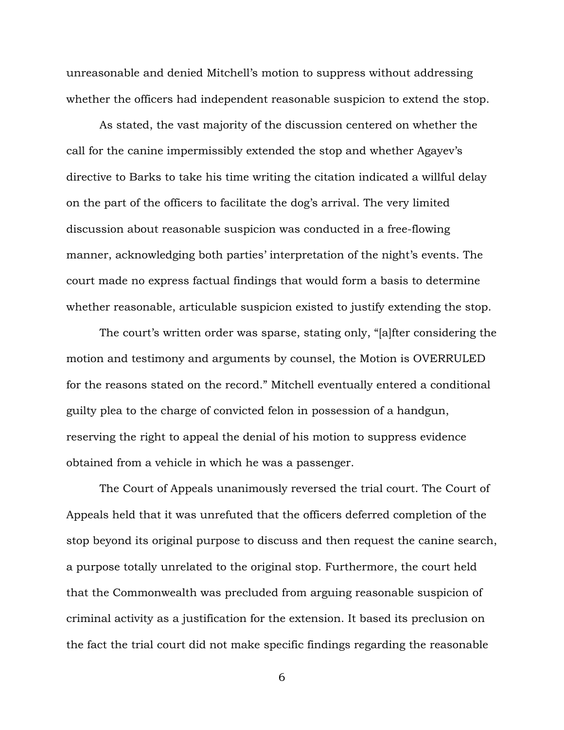unreasonable and denied Mitchell's motion to suppress without addressing whether the officers had independent reasonable suspicion to extend the stop.

As stated, the vast majority of the discussion centered on whether the call for the canine impermissibly extended the stop and whether Agayev's directive to Barks to take his time writing the citation indicated a willful delay on the part of the officers to facilitate the dog's arrival. The very limited discussion about reasonable suspicion was conducted in a free-flowing manner, acknowledging both parties' interpretation of the night's events. The court made no express factual findings that would form a basis to determine whether reasonable, articulable suspicion existed to justify extending the stop.

The court's written order was sparse, stating only, "[a]fter considering the motion and testimony and arguments by counsel, the Motion is OVERRULED for the reasons stated on the record." Mitchell eventually entered a conditional guilty plea to the charge of convicted felon in possession of a handgun, reserving the right to appeal the denial of his motion to suppress evidence obtained from a vehicle in which he was a passenger.

The Court of Appeals unanimously reversed the trial court. The Court of Appeals held that it was unrefuted that the officers deferred completion of the stop beyond its original purpose to discuss and then request the canine search, a purpose totally unrelated to the original stop. Furthermore, the court held that the Commonwealth was precluded from arguing reasonable suspicion of criminal activity as a justification for the extension. It based its preclusion on the fact the trial court did not make specific findings regarding the reasonable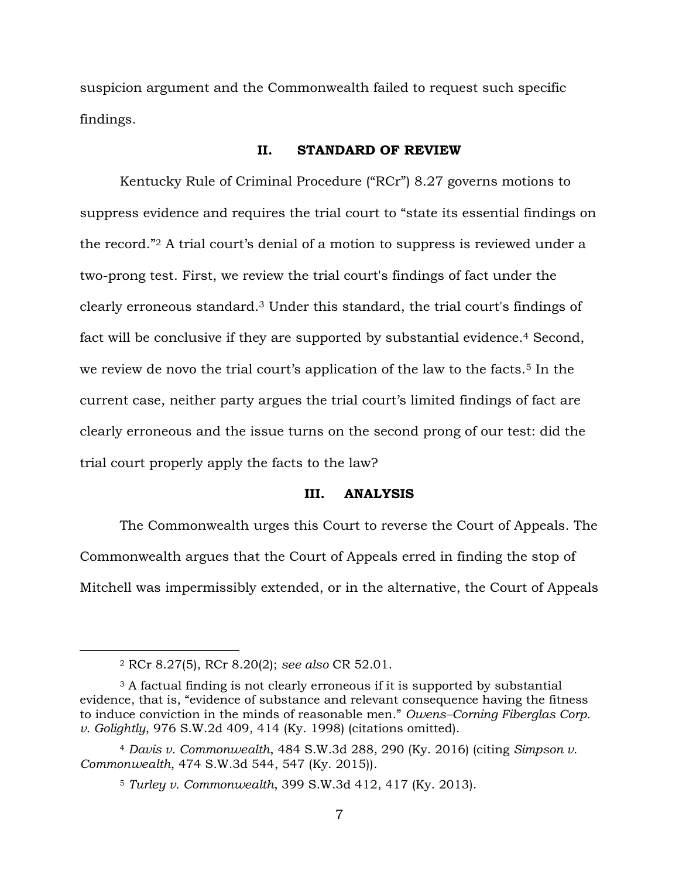suspicion argument and the Commonwealth failed to request such specific findings.

## II. STANDARD OF REVIEW

Kentucky Rule of Criminal Procedure ("RCr") 8.27 governs motions to suppress evidence and requires the trial court to "state its essential findings on the record."[2] A trial court's denial of a motion to suppress is reviewed under a two-prong test. First, we review the trial court's findings of fact under the clearly erroneous standard.[3] Under this standard, the trial court's findings of fact will be conclusive if they are supported by substantial evidence.[4] Second, we review de novo the trial court's application of the law to the facts.[5] In the current case, neither party argues the trial court's limited findings of fact are clearly erroneous and the issue turns on the second prong of our test: did the trial court properly apply the facts to the law?

## III. ANALYSIS

The Commonwealth urges this Court to reverse the Court of Appeals. The Commonwealth argues that the Court of Appeals erred in finding the stop of Mitchell was impermissibly extended, or in the alternative, the Court of Appeals

---

[2] RCr 8.27(5), RCr 8.20(2); *see also* CR 52.01.

[3] A factual finding is not clearly erroneous if it is supported by substantial evidence, that is, "evidence of substance and relevant consequence having the fitness to induce conviction in the minds of reasonable men." *Owens–Corning Fiberglas Corp. v. Golightly*, 976 S.W.2d 409, 414 (Ky. 1998) (citations omitted).

[4] *Davis v. Commonwealth*, 484 S.W.3d 288, 290 (Ky. 2016) (citing *Simpson v. Commonwealth*, 474 S.W.3d 544, 547 (Ky. 2015)).

[5] *Turley v. Commonwealth*, 399 S.W.3d 412, 417 (Ky. 2013).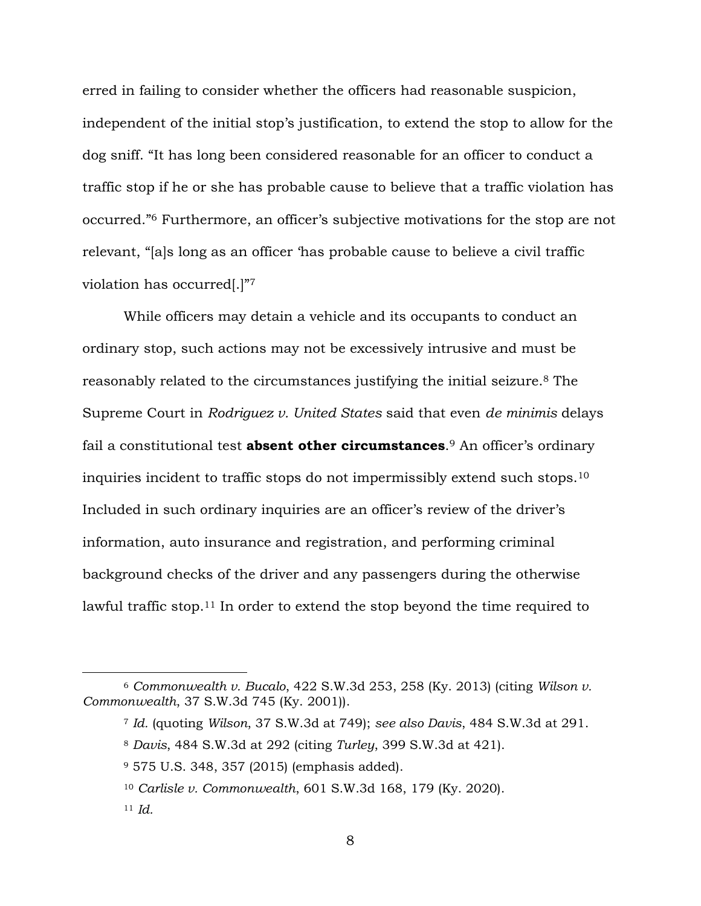erred in failing to consider whether the officers had reasonable suspicion, independent of the initial stop's justification, to extend the stop to allow for the dog sniff. "It has long been considered reasonable for an officer to conduct a traffic stop if he or she has probable cause to believe that a traffic violation has occurred."[6] Furthermore, an officer's subjective motivations for the stop are not relevant, "[a]s long as an officer 'has probable cause to believe a civil traffic violation has occurred[.]"[7]

While officers may detain a vehicle and its occupants to conduct an ordinary stop, such actions may not be excessively intrusive and must be reasonably related to the circumstances justifying the initial seizure.[8] The Supreme Court in *Rodriguez v. United States* said that even *de minimis* delays fail a constitutional test **absent other circumstances**.[9] An officer's ordinary inquiries incident to traffic stops do not impermissibly extend such stops.[10] Included in such ordinary inquiries are an officer's review of the driver's information, auto insurance and registration, and performing criminal background checks of the driver and any passengers during the otherwise lawful traffic stop.[11] In order to extend the stop beyond the time required to

---

[6] *Commonwealth v. Bucalo*, 422 S.W.3d 253, 258 (Ky. 2013) (citing *Wilson v. Commonwealth*, 37 S.W.3d 745 (Ky. 2001)).

[7] *Id.* (quoting *Wilson*, 37 S.W.3d at 749); *see also Davis*, 484 S.W.3d at 291.

[8] *Davis*, 484 S.W.3d at 292 (citing *Turley*, 399 S.W.3d at 421).

[9] 575 U.S. 348, 357 (2015) (emphasis added).

[10] *Carlisle v. Commonwealth*, 601 S.W.3d 168, 179 (Ky. 2020).

[11] *Id.*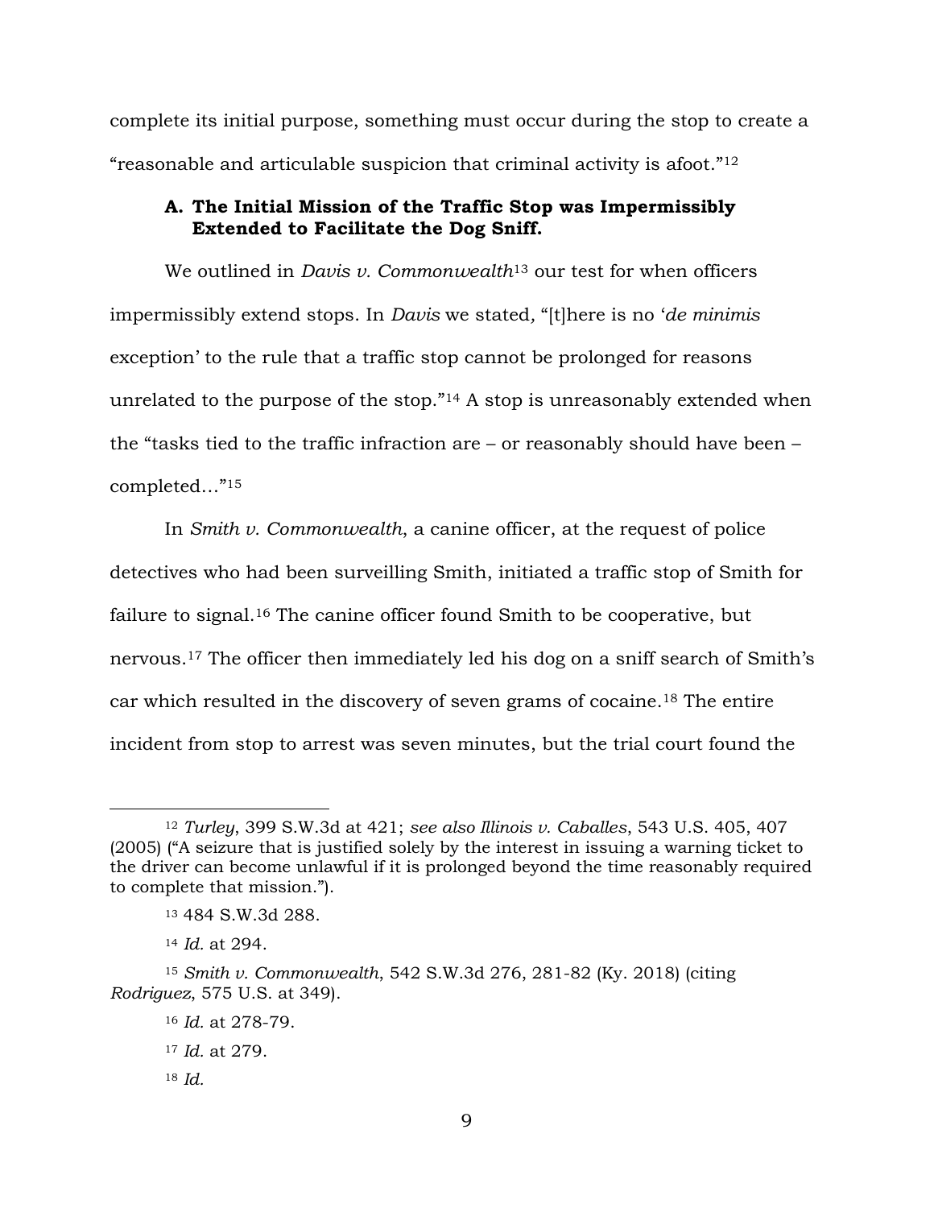complete its initial purpose, something must occur during the stop to create a "reasonable and articulable suspicion that criminal activity is afoot."[12]

### A. The Initial Mission of the Traffic Stop was Impermissibly Extended to Facilitate the Dog Sniff.

We outlined in *Davis v. Commonwealth*[13] our test for when officers impermissibly extend stops. In *Davis* we stated, "[t]here is no '*de minimis* exception' to the rule that a traffic stop cannot be prolonged for reasons unrelated to the purpose of the stop."[14] A stop is unreasonably extended when the "tasks tied to the traffic infraction are – or reasonably should have been – completed…"[15]

In *Smith v. Commonwealth*, a canine officer, at the request of police detectives who had been surveilling Smith, initiated a traffic stop of Smith for failure to signal.[16] The canine officer found Smith to be cooperative, but nervous.[17] The officer then immediately led his dog on a sniff search of Smith's car which resulted in the discovery of seven grams of cocaine.[18] The entire incident from stop to arrest was seven minutes, but the trial court found the

---

[12] *Turley*, 399 S.W.3d at 421; *see also Illinois v. Caballes*, 543 U.S. 405, 407 (2005) ("A seizure that is justified solely by the interest in issuing a warning ticket to the driver can become unlawful if it is prolonged beyond the time reasonably required to complete that mission.").

[13] 484 S.W.3d 288.

[14] *Id.* at 294.

[15] *Smith v. Commonwealth*, 542 S.W.3d 276, 281-82 (Ky. 2018) (citing *Rodriguez*, 575 U.S. at 349).

[16] *Id.* at 278-79.

[17] *Id.* at 279.

[18] *Id.*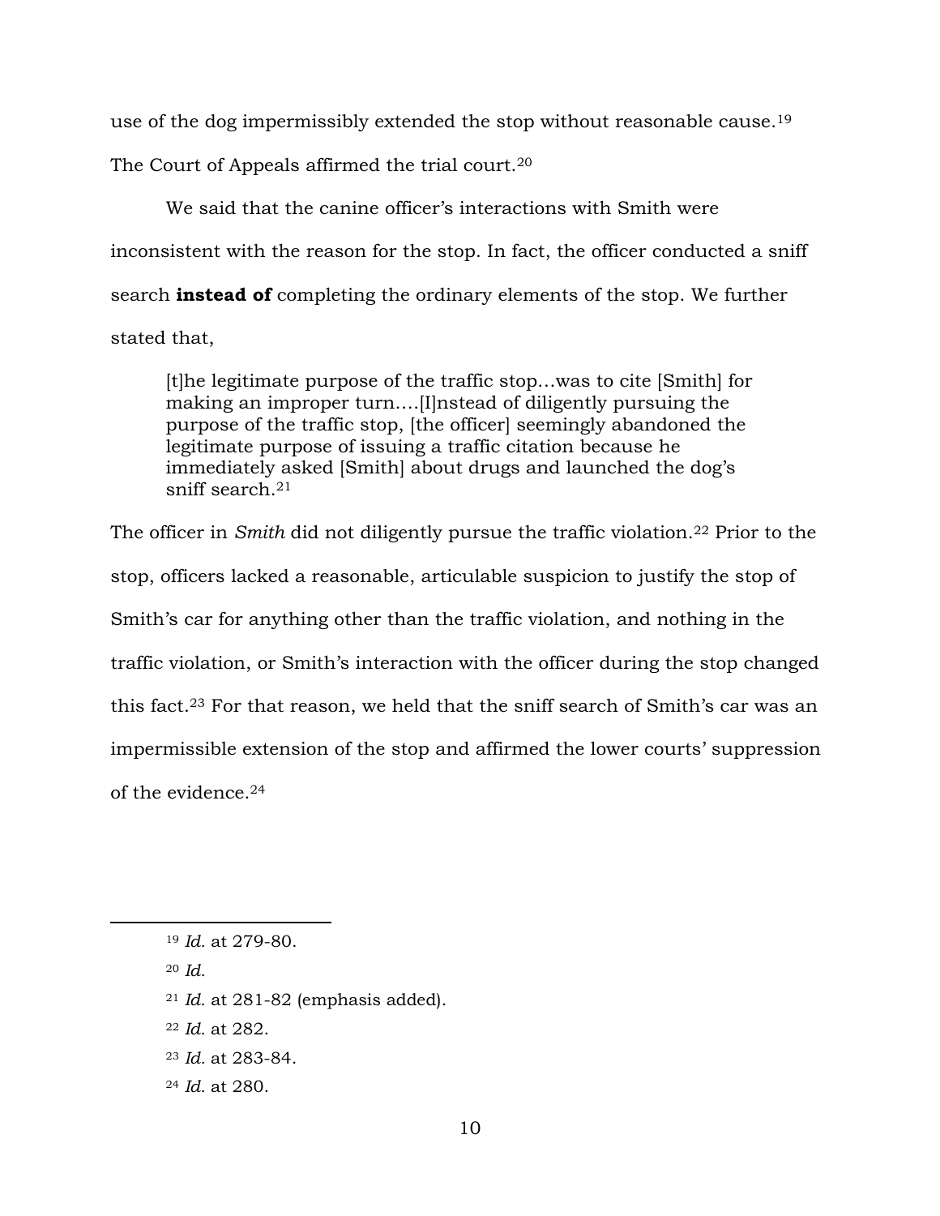use of the dog impermissibly extended the stop without reasonable cause.[19] The Court of Appeals affirmed the trial court.[20]

We said that the canine officer's interactions with Smith were inconsistent with the reason for the stop. In fact, the officer conducted a sniff search **instead of** completing the ordinary elements of the stop. We further stated that,

> [t]he legitimate purpose of the traffic stop…was to cite [Smith] for making an improper turn….[I]nstead of diligently pursuing the purpose of the traffic stop, [the officer] seemingly abandoned the legitimate purpose of issuing a traffic citation because he immediately asked [Smith] about drugs and launched the dog's sniff search.[21]

The officer in *Smith* did not diligently pursue the traffic violation.[22] Prior to the stop, officers lacked a reasonable, articulable suspicion to justify the stop of Smith's car for anything other than the traffic violation, and nothing in the traffic violation, or Smith's interaction with the officer during the stop changed this fact.[23] For that reason, we held that the sniff search of Smith's car was an impermissible extension of the stop and affirmed the lower courts' suppression of the evidence.[24]

---

[19] *Id.* at 279-80.

[20] *Id.*

[21] *Id.* at 281-82 (emphasis added).

[22] *Id.* at 282.

[23] *Id.* at 283-84.

[24] *Id.* at 280.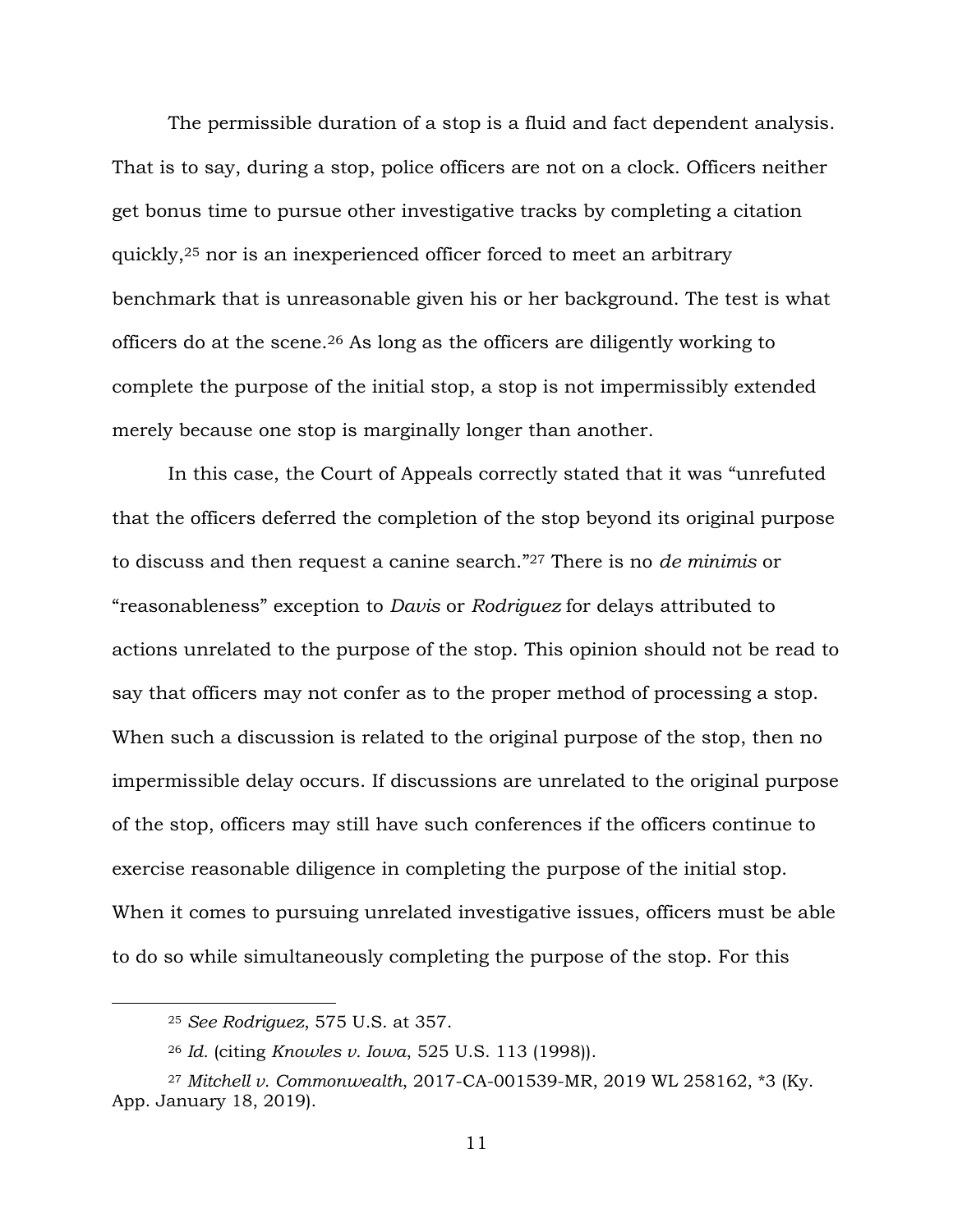The permissible duration of a stop is a fluid and fact dependent analysis. That is to say, during a stop, police officers are not on a clock. Officers neither get bonus time to pursue other investigative tracks by completing a citation quickly,[25] nor is an inexperienced officer forced to meet an arbitrary benchmark that is unreasonable given his or her background. The test is what officers do at the scene.[26] As long as the officers are diligently working to complete the purpose of the initial stop, a stop is not impermissibly extended merely because one stop is marginally longer than another.

In this case, the Court of Appeals correctly stated that it was "unrefuted that the officers deferred the completion of the stop beyond its original purpose to discuss and then request a canine search."[27] There is no *de minimis* or "reasonableness" exception to *Davis* or *Rodriguez* for delays attributed to actions unrelated to the purpose of the stop. This opinion should not be read to say that officers may not confer as to the proper method of processing a stop. When such a discussion is related to the original purpose of the stop, then no impermissible delay occurs. If discussions are unrelated to the original purpose of the stop, officers may still have such conferences if the officers continue to exercise reasonable diligence in completing the purpose of the initial stop. When it comes to pursuing unrelated investigative issues, officers must be able to do so while simultaneously completing the purpose of the stop. For this

---

[25] *See Rodriguez*, 575 U.S. at 357.

[26] *Id.* (citing *Knowles v. Iowa*, 525 U.S. 113 (1998)).

[27] *Mitchell v. Commonwealth*, 2017-CA-001539-MR, 2019 WL 258162, *3 (Ky. App. January 18, 2019).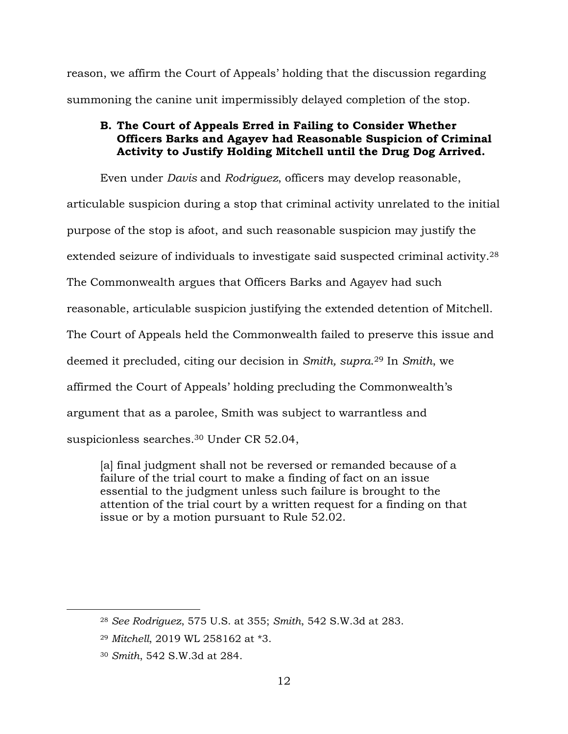reason, we affirm the Court of Appeals' holding that the discussion regarding summoning the canine unit impermissibly delayed completion of the stop.

### B. The Court of Appeals Erred in Failing to Consider Whether Officers Barks and Agayev had Reasonable Suspicion of Criminal Activity to Justify Holding Mitchell until the Drug Dog Arrived.

Even under *Davis* and *Rodriguez*, officers may develop reasonable, articulable suspicion during a stop that criminal activity unrelated to the initial purpose of the stop is afoot, and such reasonable suspicion may justify the extended seizure of individuals to investigate said suspected criminal activity.[28] The Commonwealth argues that Officers Barks and Agayev had such reasonable, articulable suspicion justifying the extended detention of Mitchell. The Court of Appeals held the Commonwealth failed to preserve this issue and deemed it precluded, citing our decision in *Smith, supra.*[29] In *Smith*, we affirmed the Court of Appeals' holding precluding the Commonwealth's argument that as a parolee, Smith was subject to warrantless and suspicionless searches.[30] Under CR 52.04,

> [a] final judgment shall not be reversed or remanded because of a failure of the trial court to make a finding of fact on an issue essential to the judgment unless such failure is brought to the attention of the trial court by a written request for a finding on that issue or by a motion pursuant to Rule 52.02.

---

[28] *See Rodriguez*, 575 U.S. at 355; *Smith*, 542 S.W.3d at 283.

[29] *Mitchell*, 2019 WL 258162 at *3.

[30] *Smith*, 542 S.W.3d at 284.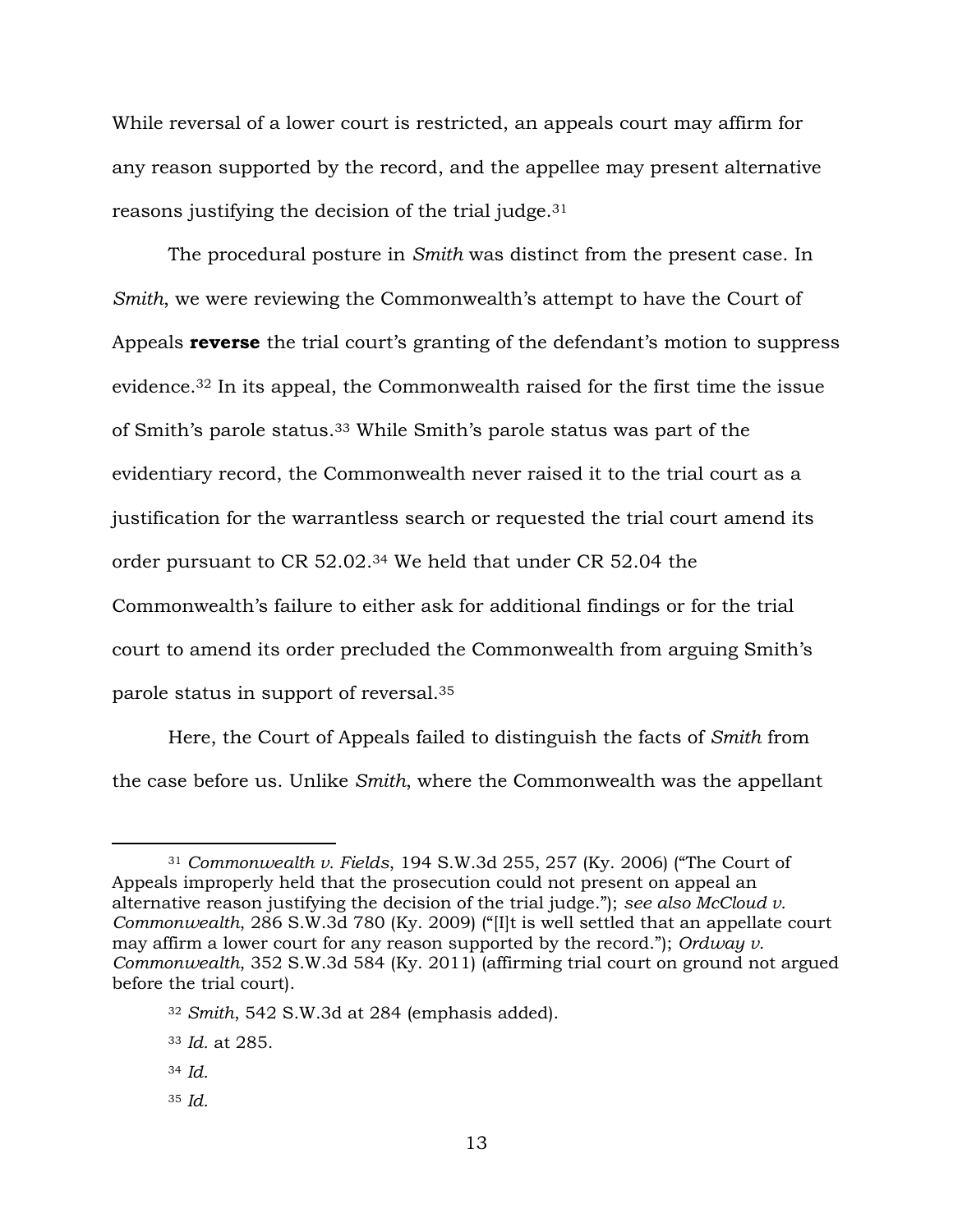While reversal of a lower court is restricted, an appeals court may affirm for any reason supported by the record, and the appellee may present alternative reasons justifying the decision of the trial judge.[31]

The procedural posture in *Smith* was distinct from the present case. In *Smith*, we were reviewing the Commonwealth's attempt to have the Court of Appeals **reverse** the trial court's granting of the defendant's motion to suppress evidence.[32] In its appeal, the Commonwealth raised for the first time the issue of Smith's parole status.[33] While Smith's parole status was part of the evidentiary record, the Commonwealth never raised it to the trial court as a justification for the warrantless search or requested the trial court amend its order pursuant to CR 52.02.[34] We held that under CR 52.04 the Commonwealth's failure to either ask for additional findings or for the trial court to amend its order precluded the Commonwealth from arguing Smith's parole status in support of reversal.[35]

Here, the Court of Appeals failed to distinguish the facts of *Smith* from the case before us. Unlike *Smith*, where the Commonwealth was the appellant

---

[31] *Commonwealth v. Fields*, 194 S.W.3d 255, 257 (Ky. 2006) ("The Court of Appeals improperly held that the prosecution could not present on appeal an alternative reason justifying the decision of the trial judge."); *see also McCloud v. Commonwealth*, 286 S.W.3d 780 (Ky. 2009) ("[I]t is well settled that an appellate court may affirm a lower court for any reason supported by the record."); *Ordway v. Commonwealth*, 352 S.W.3d 584 (Ky. 2011) (affirming trial court on ground not argued before the trial court).

[32] *Smith*, 542 S.W.3d at 284 (emphasis added).

[33] *Id.* at 285.

[34] *Id.*

[35] *Id.*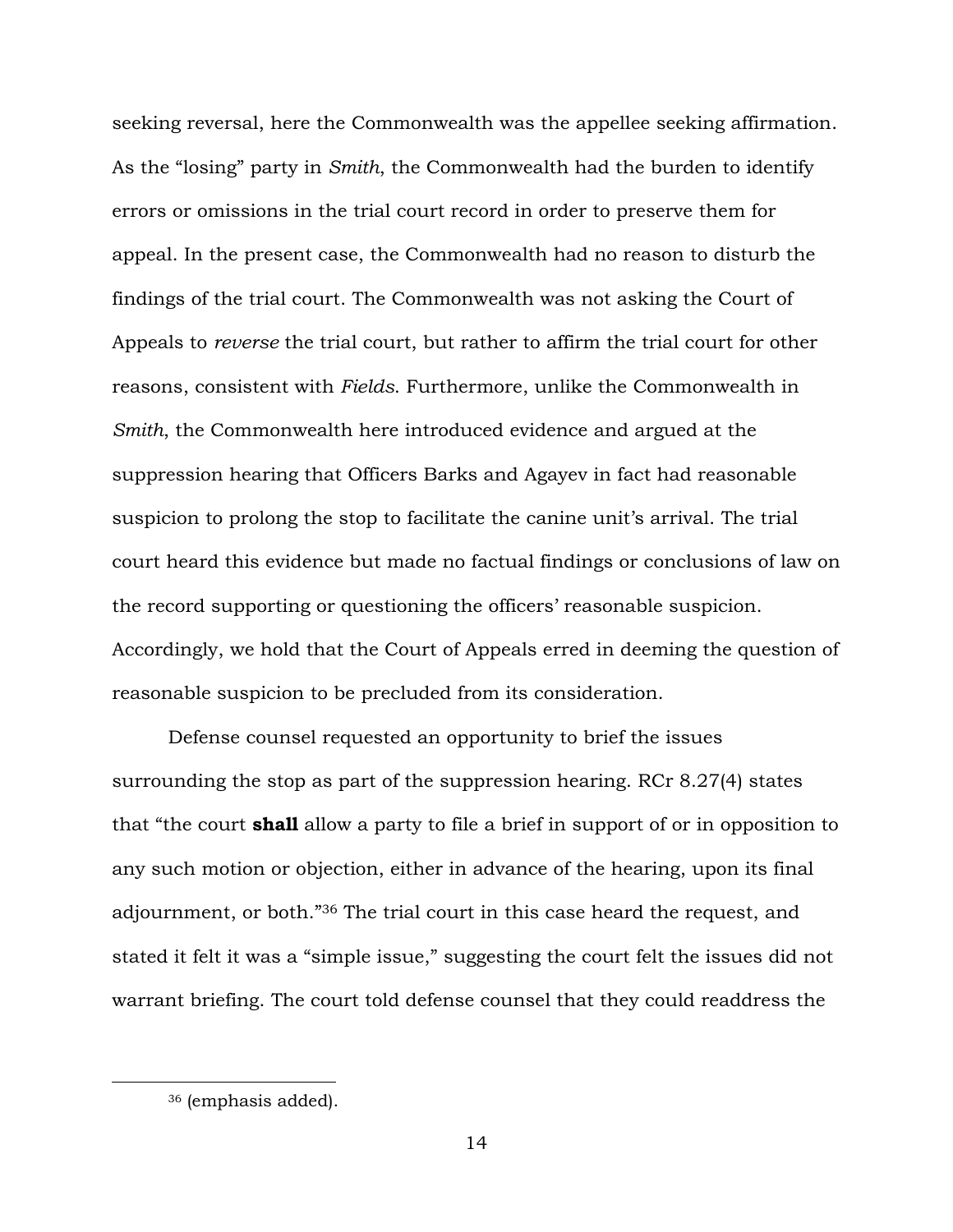seeking reversal, here the Commonwealth was the appellee seeking affirmation. As the "losing" party in *Smith*, the Commonwealth had the burden to identify errors or omissions in the trial court record in order to preserve them for appeal. In the present case, the Commonwealth had no reason to disturb the findings of the trial court. The Commonwealth was not asking the Court of Appeals to *reverse* the trial court, but rather to affirm the trial court for other reasons, consistent with *Fields*. Furthermore, unlike the Commonwealth in *Smith*, the Commonwealth here introduced evidence and argued at the suppression hearing that Officers Barks and Agayev in fact had reasonable suspicion to prolong the stop to facilitate the canine unit's arrival. The trial court heard this evidence but made no factual findings or conclusions of law on the record supporting or questioning the officers' reasonable suspicion. Accordingly, we hold that the Court of Appeals erred in deeming the question of reasonable suspicion to be precluded from its consideration.

Defense counsel requested an opportunity to brief the issues surrounding the stop as part of the suppression hearing. RCr 8.27(4) states that "the court **shall** allow a party to file a brief in support of or in opposition to any such motion or objection, either in advance of the hearing, upon its final adjournment, or both."[36] The trial court in this case heard the request, and stated it felt it was a "simple issue," suggesting the court felt the issues did not warrant briefing. The court told defense counsel that they could readdress the

---

[36] (emphasis added).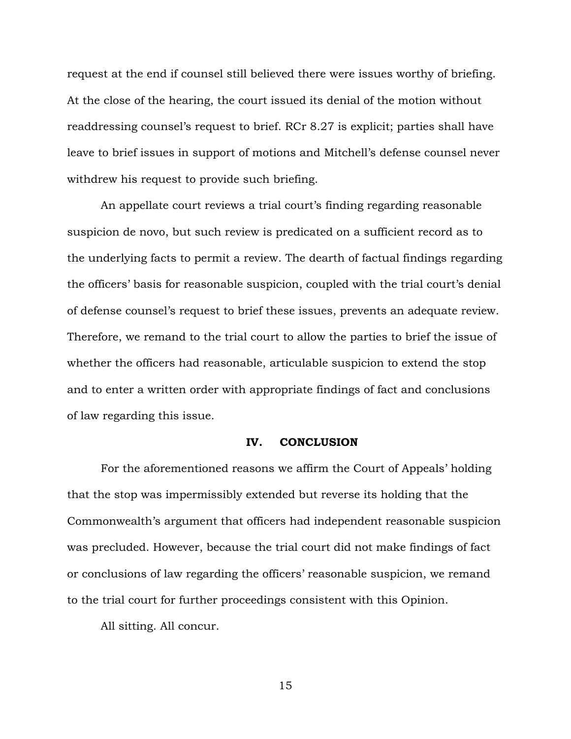request at the end if counsel still believed there were issues worthy of briefing. At the close of the hearing, the court issued its denial of the motion without readdressing counsel's request to brief. RCr 8.27 is explicit; parties shall have leave to brief issues in support of motions and Mitchell's defense counsel never withdrew his request to provide such briefing.

An appellate court reviews a trial court's finding regarding reasonable suspicion de novo, but such review is predicated on a sufficient record as to the underlying facts to permit a review. The dearth of factual findings regarding the officers' basis for reasonable suspicion, coupled with the trial court's denial of defense counsel's request to brief these issues, prevents an adequate review. Therefore, we remand to the trial court to allow the parties to brief the issue of whether the officers had reasonable, articulable suspicion to extend the stop and to enter a written order with appropriate findings of fact and conclusions of law regarding this issue.

## IV. CONCLUSION

For the aforementioned reasons we affirm the Court of Appeals' holding that the stop was impermissibly extended but reverse its holding that the Commonwealth's argument that officers had independent reasonable suspicion was precluded. However, because the trial court did not make findings of fact or conclusions of law regarding the officers' reasonable suspicion, we remand to the trial court for further proceedings consistent with this Opinion.

All sitting. All concur.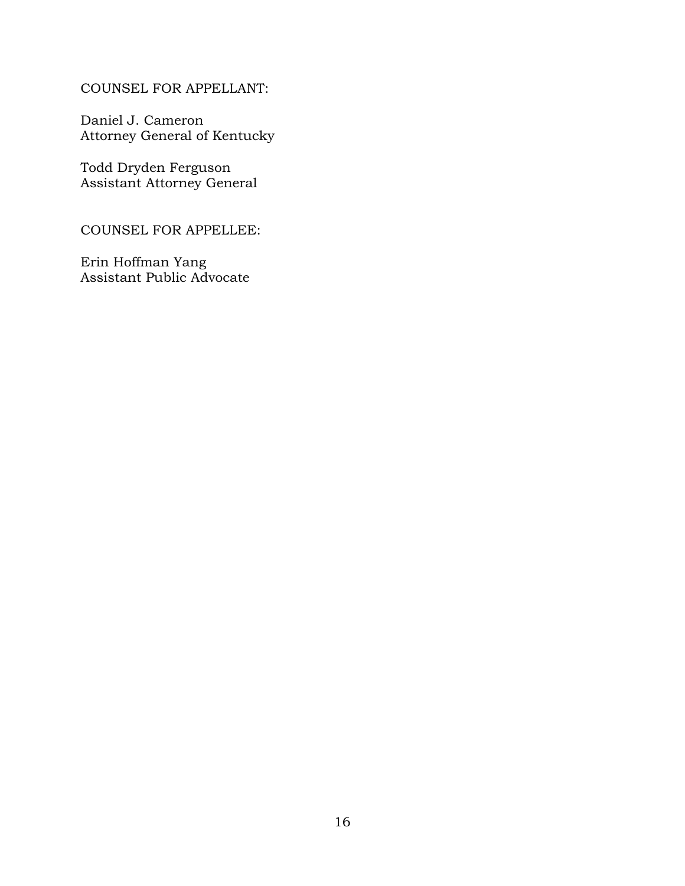COUNSEL FOR APPELLANT:

Daniel J. Cameron
Attorney General of Kentucky

Todd Dryden Ferguson
Assistant Attorney General

COUNSEL FOR APPELLEE:

Erin Hoffman Yang
Assistant Public Advocate